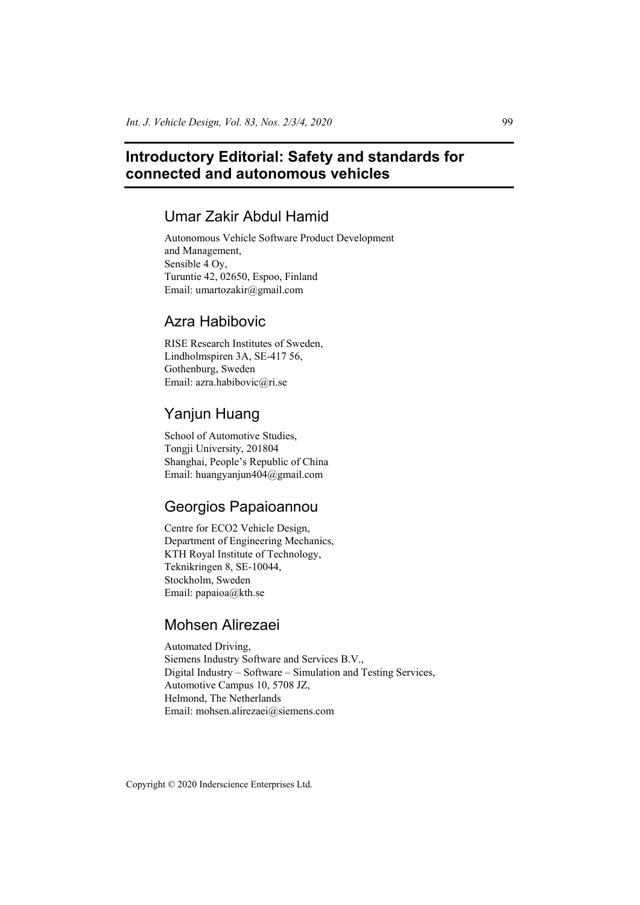# Introductory Editorial: Safety and standards for connected and autonomous vehicles

## Umar Zakir Abdul Hamid

Autonomous Vehicle Software Product Development and Management,
Sensible 4 Oy,
Turuntie 42, 02650, Espoo, Finland
Email: umartozakir@gmail.com

## Azra Habibovic

RISE Research Institutes of Sweden,
Lindholmspiren 3A, SE-417 56,
Gothenburg, Sweden
Email: azra.habibovic@ri.se

## Yanjun Huang

School of Automotive Studies,
Tongji University, 201804
Shanghai, People's Republic of China
Email: huangyanjun404@gmail.com

## Georgios Papaioannou

Centre for ECO2 Vehicle Design,
Department of Engineering Mechanics,
KTH Royal Institute of Technology,
Teknikringen 8, SE-10044,
Stockholm, Sweden
Email: papaioa@kth.se

## Mohsen Alirezaei

Automated Driving,
Siemens Industry Software and Services B.V.,
Digital Industry – Software – Simulation and Testing Services,
Automotive Campus 10, 5708 JZ,
Helmond, The Netherlands
Email: mohsen.alirezaei@siemens.com

Copyright © 2020 Inderscience Enterprises Ltd.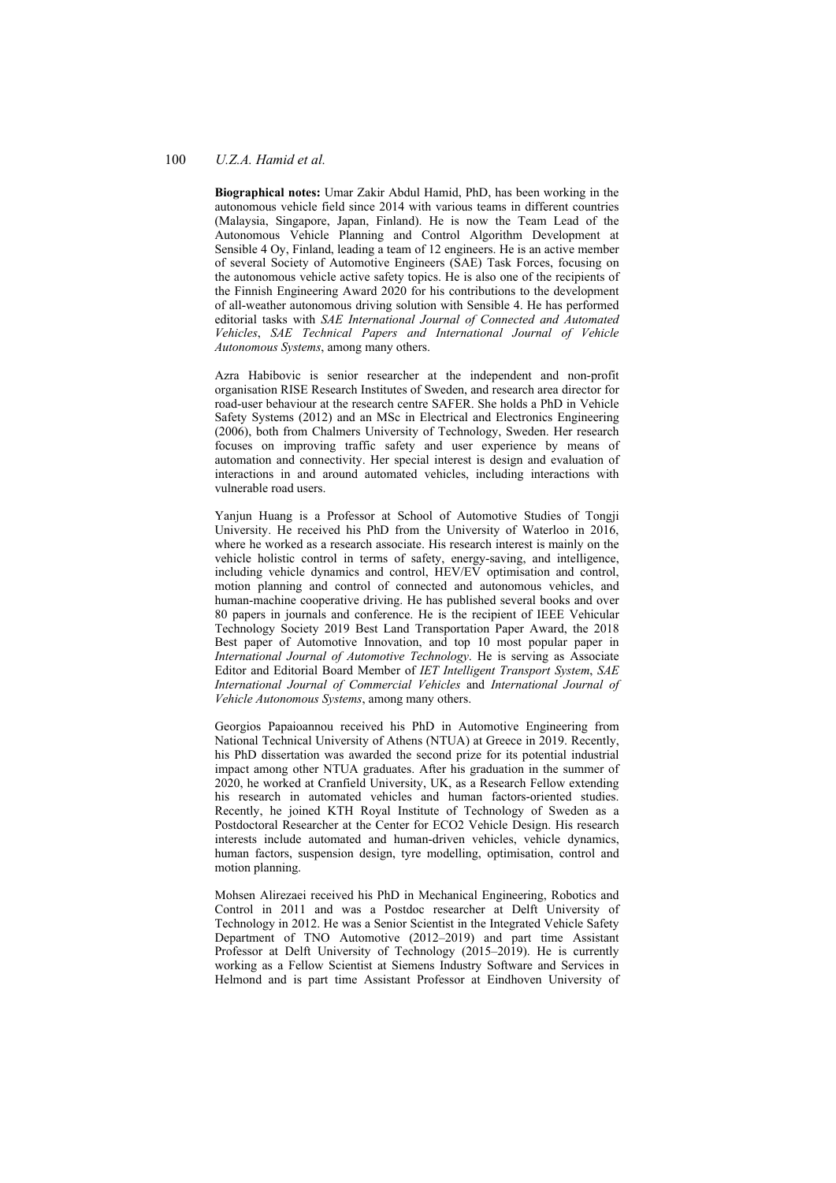**Biographical notes:** Umar Zakir Abdul Hamid, PhD, has been working in the autonomous vehicle field since 2014 with various teams in different countries (Malaysia, Singapore, Japan, Finland). He is now the Team Lead of the Autonomous Vehicle Planning and Control Algorithm Development at Sensible 4 Oy, Finland, leading a team of 12 engineers. He is an active member of several Society of Automotive Engineers (SAE) Task Forces, focusing on the autonomous vehicle active safety topics. He is also one of the recipients of the Finnish Engineering Award 2020 for his contributions to the development of all-weather autonomous driving solution with Sensible 4. He has performed editorial tasks with *SAE International Journal of Connected and Automated Vehicles*, *SAE Technical Papers and International Journal of Vehicle Autonomous Systems*, among many others.

Azra Habibovic is senior researcher at the independent and non-profit organisation RISE Research Institutes of Sweden, and research area director for road-user behaviour at the research centre SAFER. She holds a PhD in Vehicle Safety Systems (2012) and an MSc in Electrical and Electronics Engineering (2006), both from Chalmers University of Technology, Sweden. Her research focuses on improving traffic safety and user experience by means of automation and connectivity. Her special interest is design and evaluation of interactions in and around automated vehicles, including interactions with vulnerable road users.

Yanjun Huang is a Professor at School of Automotive Studies of Tongji University. He received his PhD from the University of Waterloo in 2016, where he worked as a research associate. His research interest is mainly on the vehicle holistic control in terms of safety, energy-saving, and intelligence, including vehicle dynamics and control, HEV/EV optimisation and control, motion planning and control of connected and autonomous vehicles, and human-machine cooperative driving. He has published several books and over 80 papers in journals and conference. He is the recipient of IEEE Vehicular Technology Society 2019 Best Land Transportation Paper Award, the 2018 Best paper of Automotive Innovation, and top 10 most popular paper in *International Journal of Automotive Technology*. He is serving as Associate Editor and Editorial Board Member of *IET Intelligent Transport System*, *SAE International Journal of Commercial Vehicles* and *International Journal of Vehicle Autonomous Systems*, among many others.

Georgios Papaioannou received his PhD in Automotive Engineering from National Technical University of Athens (NTUA) at Greece in 2019. Recently, his PhD dissertation was awarded the second prize for its potential industrial impact among other NTUA graduates. After his graduation in the summer of 2020, he worked at Cranfield University, UK, as a Research Fellow extending his research in automated vehicles and human factors-oriented studies. Recently, he joined KTH Royal Institute of Technology of Sweden as a Postdoctoral Researcher at the Center for ECO2 Vehicle Design. His research interests include automated and human-driven vehicles, vehicle dynamics, human factors, suspension design, tyre modelling, optimisation, control and motion planning.

Mohsen Alirezaei received his PhD in Mechanical Engineering, Robotics and Control in 2011 and was a Postdoc researcher at Delft University of Technology in 2012. He was a Senior Scientist in the Integrated Vehicle Safety Department of TNO Automotive (2012–2019) and part time Assistant Professor at Delft University of Technology (2015–2019). He is currently working as a Fellow Scientist at Siemens Industry Software and Services in Helmond and is part time Assistant Professor at Eindhoven University of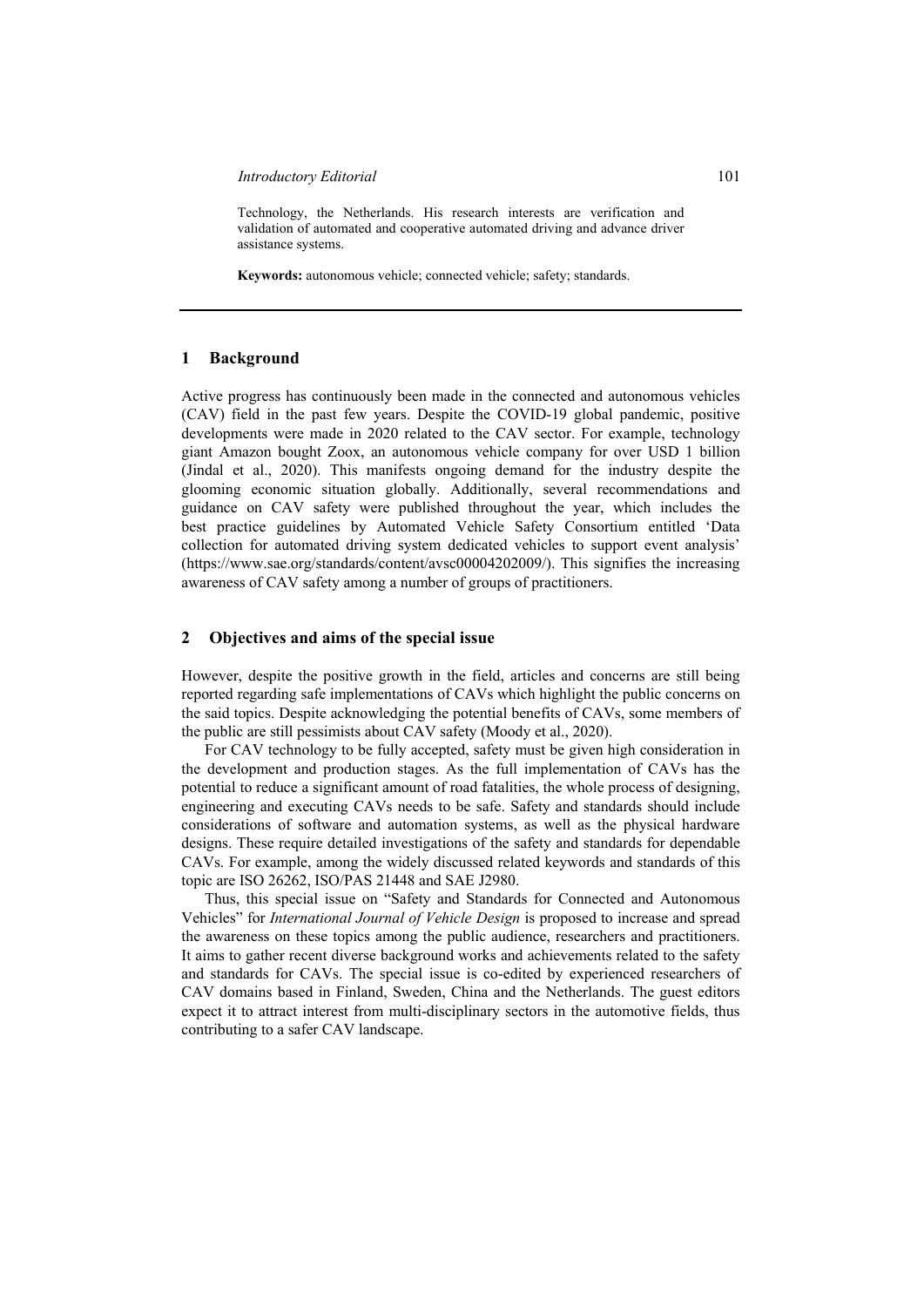Technology, the Netherlands. His research interests are verification and validation of automated and cooperative automated driving and advance driver assistance systems.

**Keywords:** autonomous vehicle; connected vehicle; safety; standards.

---

## 1 Background

Active progress has continuously been made in the connected and autonomous vehicles (CAV) field in the past few years. Despite the COVID-19 global pandemic, positive developments were made in 2020 related to the CAV sector. For example, technology giant Amazon bought Zoox, an autonomous vehicle company for over USD 1 billion (Jindal et al., 2020). This manifests ongoing demand for the industry despite the glooming economic situation globally. Additionally, several recommendations and guidance on CAV safety were published throughout the year, which includes the best practice guidelines by Automated Vehicle Safety Consortium entitled 'Data collection for automated driving system dedicated vehicles to support event analysis' (https://www.sae.org/standards/content/avsc00004202009/). This signifies the increasing awareness of CAV safety among a number of groups of practitioners.

## 2 Objectives and aims of the special issue

However, despite the positive growth in the field, articles and concerns are still being reported regarding safe implementations of CAVs which highlight the public concerns on the said topics. Despite acknowledging the potential benefits of CAVs, some members of the public are still pessimists about CAV safety (Moody et al., 2020).

For CAV technology to be fully accepted, safety must be given high consideration in the development and production stages. As the full implementation of CAVs has the potential to reduce a significant amount of road fatalities, the whole process of designing, engineering and executing CAVs needs to be safe. Safety and standards should include considerations of software and automation systems, as well as the physical hardware designs. These require detailed investigations of the safety and standards for dependable CAVs. For example, among the widely discussed related keywords and standards of this topic are ISO 26262, ISO/PAS 21448 and SAE J2980.

Thus, this special issue on "Safety and Standards for Connected and Autonomous Vehicles" for *International Journal of Vehicle Design* is proposed to increase and spread the awareness on these topics among the public audience, researchers and practitioners. It aims to gather recent diverse background works and achievements related to the safety and standards for CAVs. The special issue is co-edited by experienced researchers of CAV domains based in Finland, Sweden, China and the Netherlands. The guest editors expect it to attract interest from multi-disciplinary sectors in the automotive fields, thus contributing to a safer CAV landscape.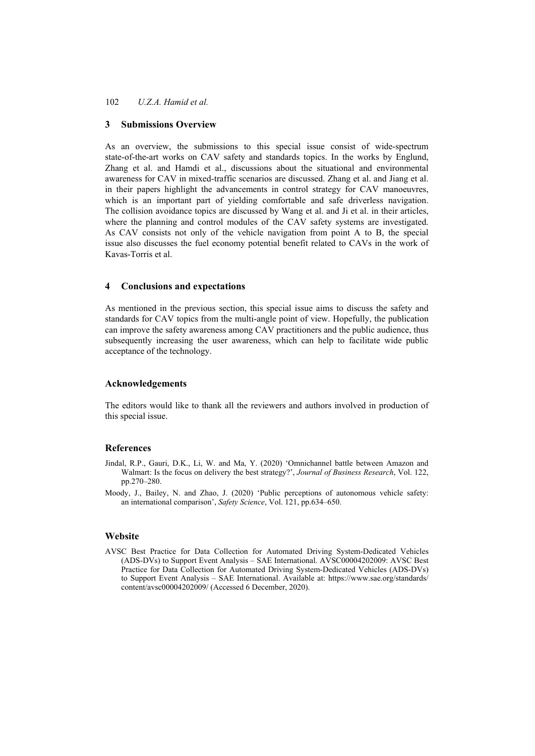## 3 Submissions Overview

As an overview, the submissions to this special issue consist of wide-spectrum state-of-the-art works on CAV safety and standards topics. In the works by Englund, Zhang et al. and Hamdi et al., discussions about the situational and environmental awareness for CAV in mixed-traffic scenarios are discussed. Zhang et al. and Jiang et al. in their papers highlight the advancements in control strategy for CAV manoeuvres, which is an important part of yielding comfortable and safe driverless navigation. The collision avoidance topics are discussed by Wang et al. and Ji et al. in their articles, where the planning and control modules of the CAV safety systems are investigated. As CAV consists not only of the vehicle navigation from point A to B, the special issue also discusses the fuel economy potential benefit related to CAVs in the work of Kavas-Torris et al.

## 4 Conclusions and expectations

As mentioned in the previous section, this special issue aims to discuss the safety and standards for CAV topics from the multi-angle point of view. Hopefully, the publication can improve the safety awareness among CAV practitioners and the public audience, thus subsequently increasing the user awareness, which can help to facilitate wide public acceptance of the technology.

## Acknowledgements

The editors would like to thank all the reviewers and authors involved in production of this special issue.

## References

Jindal, R.P., Gauri, D.K., Li, W. and Ma, Y. (2020) 'Omnichannel battle between Amazon and Walmart: Is the focus on delivery the best strategy?', *Journal of Business Research*, Vol. 122, pp.270–280.

Moody, J., Bailey, N. and Zhao, J. (2020) 'Public perceptions of autonomous vehicle safety: an international comparison', *Safety Science*, Vol. 121, pp.634–650.

## Website

AVSC Best Practice for Data Collection for Automated Driving System-Dedicated Vehicles (ADS-DVs) to Support Event Analysis – SAE International. AVSC00004202009: AVSC Best Practice for Data Collection for Automated Driving System-Dedicated Vehicles (ADS-DVs) to Support Event Analysis – SAE International. Available at: https://www.sae.org/standards/content/avsc00004202009/ (Accessed 6 December, 2020).